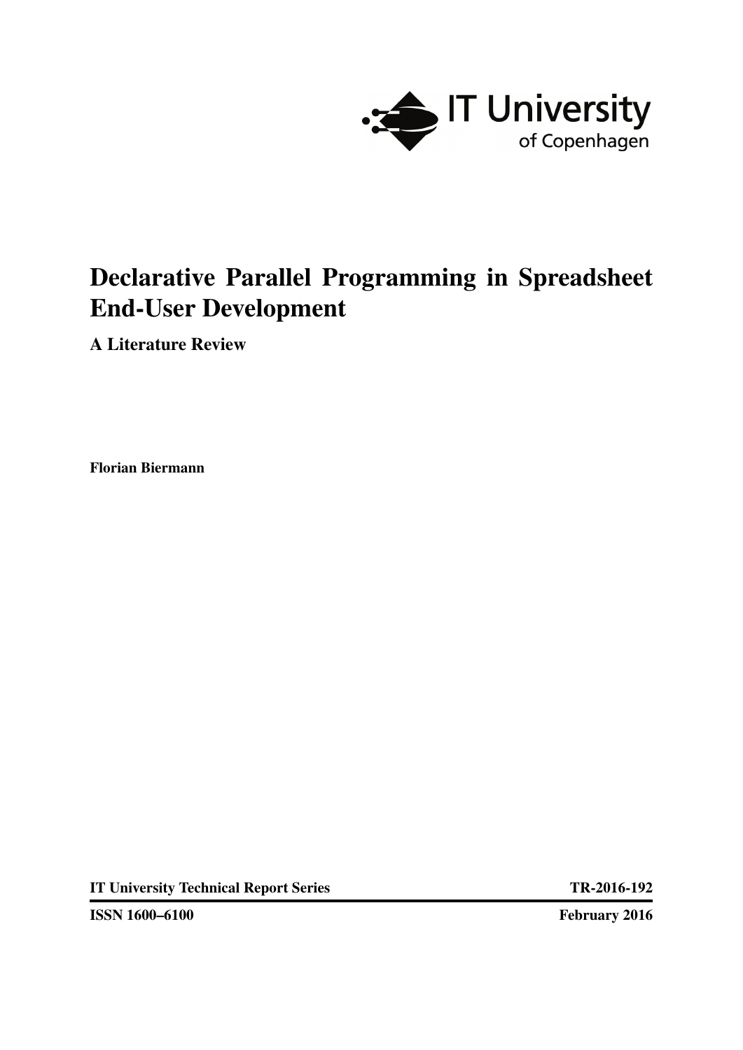IT University of Copenhagen

# Declarative Parallel Programming in Spreadsheet End-User Development

## A Literature Review

**Florian Biermann**

**IT University Technical Report Series** **TR-2016-192**

**ISSN 1600–6100** **February 2016**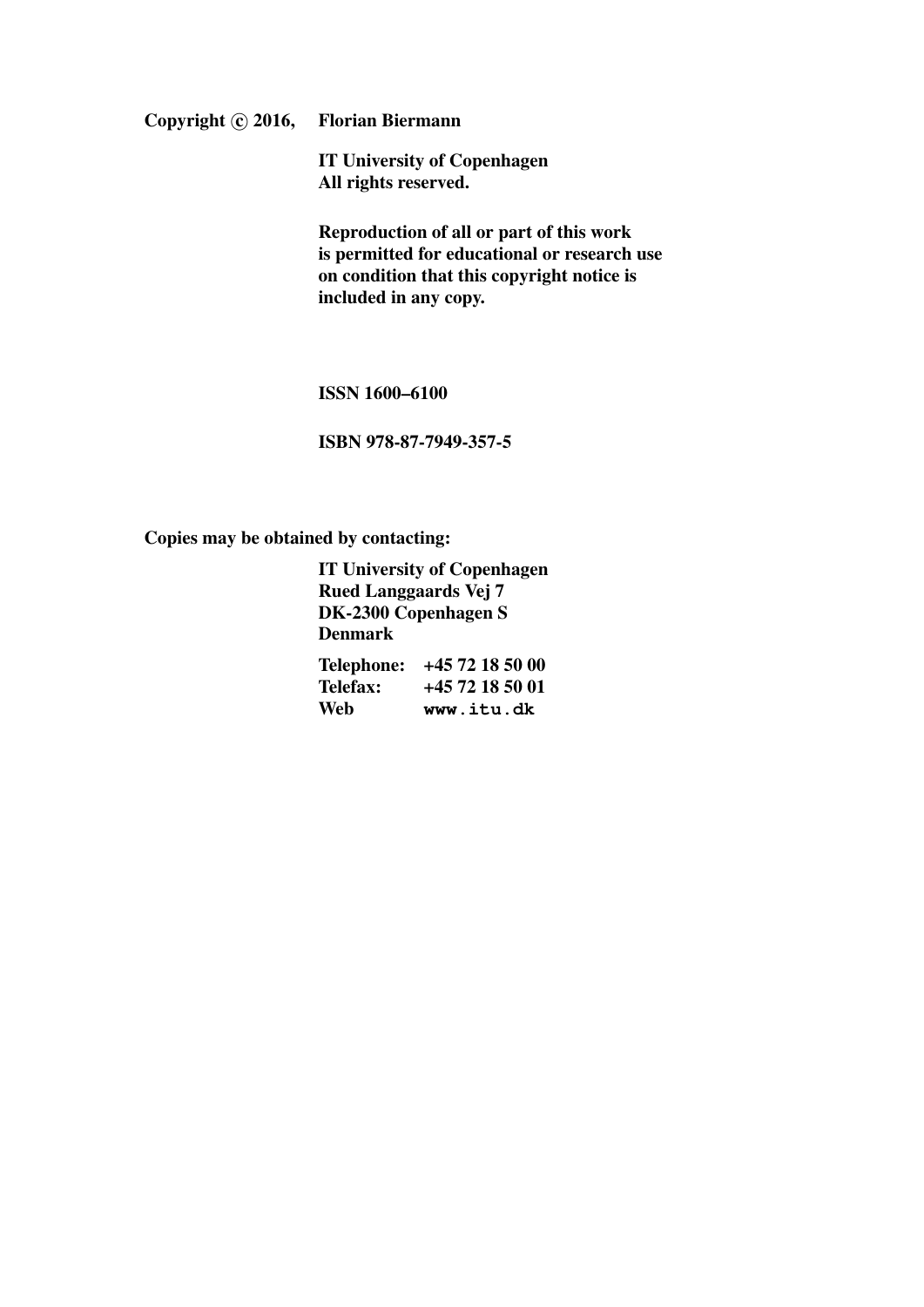**Copyright © 2016, Florian Biermann**

**IT University of Copenhagen**
**All rights reserved.**

**Reproduction of all or part of this work is permitted for educational or research use on condition that this copyright notice is included in any copy.**

**ISSN 1600–6100**

**ISBN 978-87-7949-357-5**

**Copies may be obtained by contacting:**

**IT University of Copenhagen**
**Rued Langgaards Vej 7**
**DK-2300 Copenhagen S**
**Denmark**

| | |
|---|---|
| **Telephone:** | **+45 72 18 50 00** |
| **Telefax:** | **+45 72 18 50 01** |
| **Web** | **www.itu.dk** |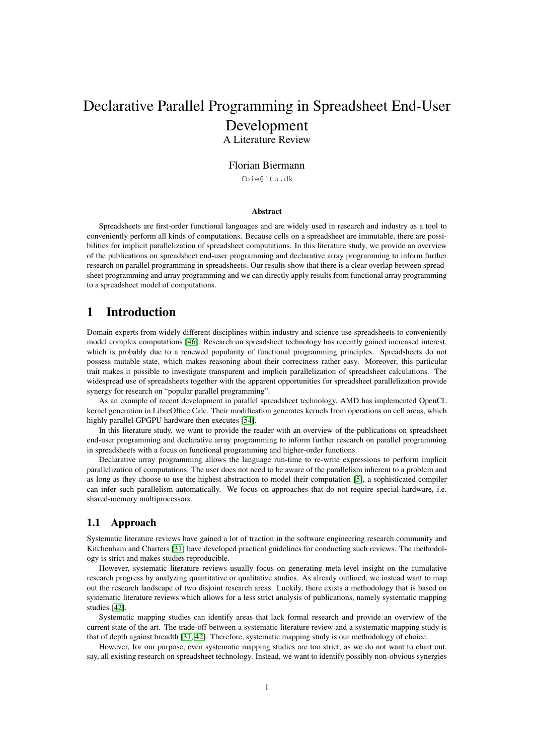# Declarative Parallel Programming in Spreadsheet End-User Development

A Literature Review

Florian Biermann

fbie@itu.dk

### Abstract

Spreadsheets are first-order functional languages and are widely used in research and industry as a tool to conveniently perform all kinds of computations. Because cells on a spreadsheet are immutable, there are possibilities for implicit parallelization of spreadsheet computations. In this literature study, we provide an overview of the publications on spreadsheet end-user programming and declarative array programming to inform further research on parallel programming in spreadsheets. Our results show that there is a clear overlap between spreadsheet programming and array programming and we can directly apply results from functional array programming to a spreadsheet model of computations.

# 1 Introduction

Domain experts from widely different disciplines within industry and science use spreadsheets to conveniently model complex computations [46]. Research on spreadsheet technology has recently gained increased interest, which is probably due to a renewed popularity of functional programming principles. Spreadsheets do not possess mutable state, which makes reasoning about their correctness rather easy. Moreover, this particular trait makes it possible to investigate transparent and implicit parallelization of spreadsheet calculations. The widespread use of spreadsheets together with the apparent opportunities for spreadsheet parallelization provide synergy for research on "popular parallel programming".

As an example of recent development in parallel spreadsheet technology, AMD has implemented OpenCL kernel generation in LibreOffice Calc. Their modification generates kernels from operations on cell areas, which highly parallel GPGPU hardware then executes [54].

In this literature study, we want to provide the reader with an overview of the publications on spreadsheet end-user programming and declarative array programming to inform further research on parallel programming in spreadsheets with a focus on functional programming and higher-order functions.

Declarative array programming allows the language run-time to re-write expressions to perform implicit parallelization of computations. The user does not need to be aware of the parallelism inherent to a problem and as long as they choose to use the highest abstraction to model their computation [5], a sophisticated compiler can infer such parallelism automatically. We focus on approaches that do not require special hardware, i.e. shared-memory multiprocessors.

## 1.1 Approach

Systematic literature reviews have gained a lot of traction in the software engineering research community and Kitchenham and Charters [31] have developed practical guidelines for conducting such reviews. The methodology is strict and makes studies reproducible.

However, systematic literature reviews usually focus on generating meta-level insight on the cumulative research progress by analyzing quantitative or qualitative studies. As already outlined, we instead want to map out the research landscape of two disjoint research areas. Luckily, there exists a methodology that is based on systematic literature reviews which allows for a less strict analysis of publications, namely systematic mapping studies [42].

Systematic mapping studies can identify areas that lack formal research and provide an overview of the current state of the art. The trade-off between a systematic literature review and a systematic mapping study is that of depth against breadth [31, 42]. Therefore, systematic mapping study is our methodology of choice.

However, for our purpose, even systematic mapping studies are too strict, as we do not want to chart out, say, all existing research on spreadsheet technology. Instead, we want to identify possibly non-obvious synergies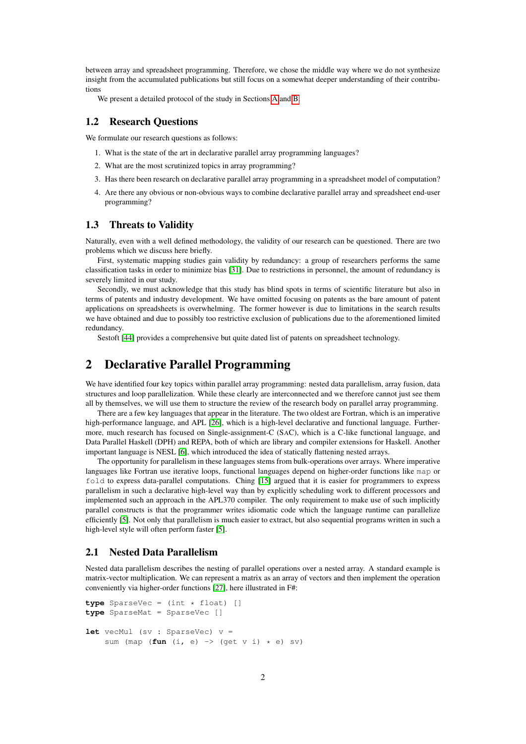between array and spreadsheet programming. Therefore, we chose the middle way where we do not synthesize insight from the accumulated publications but still focus on a somewhat deeper understanding of their contributions

We present a detailed protocol of the study in Sections A and B.

## 1.2 Research Questions

We formulate our research questions as follows:

1. What is the state of the art in declarative parallel array programming languages?
2. What are the most scrutinized topics in array programming?
3. Has there been research on declarative parallel array programming in a spreadsheet model of computation?
4. Are there any obvious or non-obvious ways to combine declarative parallel array and spreadsheet end-user programming?

## 1.3 Threats to Validity

Naturally, even with a well defined methodology, the validity of our research can be questioned. There are two problems which we discuss here briefly.

First, systematic mapping studies gain validity by redundancy: a group of researchers performs the same classification tasks in order to minimize bias [31]. Due to restrictions in personnel, the amount of redundancy is severely limited in our study.

Secondly, we must acknowledge that this study has blind spots in terms of scientific literature but also in terms of patents and industry development. We have omitted focusing on patents as the bare amount of patent applications on spreadsheets is overwhelming. The former however is due to limitations in the search results we have obtained and due to possibly too restrictive exclusion of publications due to the aforementioned limited redundancy.

Sestoft [44] provides a comprehensive but quite dated list of patents on spreadsheet technology.

# 2 Declarative Parallel Programming

We have identified four key topics within parallel array programming: nested data parallelism, array fusion, data structures and loop parallelization. While these clearly are interconnected and we therefore cannot just see them all by themselves, we will use them to structure the review of the research body on parallel array programming.

There are a few key languages that appear in the literature. The two oldest are Fortran, which is an imperative high-performance language, and APL [26], which is a high-level declarative and functional language. Furthermore, much research has focused on Single-assignment-C (SAC), which is a C-like functional language, and Data Parallel Haskell (DPH) and REPA, both of which are library and compiler extensions for Haskell. Another important language is NESL [6], which introduced the idea of statically flattening nested arrays.

The opportunity for parallelism in these languages stems from bulk-operations over arrays. Where imperative languages like Fortran use iterative loops, functional languages depend on higher-order functions like `map` or `fold` to express data-parallel computations. Ching [15] argued that it is easier for programmers to express parallelism in such a declarative high-level way than by explicitly scheduling work to different processors and implemented such an approach in the APL370 compiler. The only requirement to make use of such implicitly parallel constructs is that the programmer writes idiomatic code which the language runtime can parallelize efficiently [5]. Not only that parallelism is much easier to extract, but also sequential programs written in such a high-level style will often perform faster [5].

## 2.1 Nested Data Parallelism

Nested data parallelism describes the nesting of parallel operations over a nested array. A standard example is matrix-vector multiplication. We can represent a matrix as an array of vectors and then implement the operation conveniently via higher-order functions [27], here illustrated in F#:

```
type SparseVec = (int * float) []
type SparseMat = SparseVec []

let vecMul (sv : SparseVec) v =
    sum (map (fun (i, e) -> (get v i) * e) sv)
```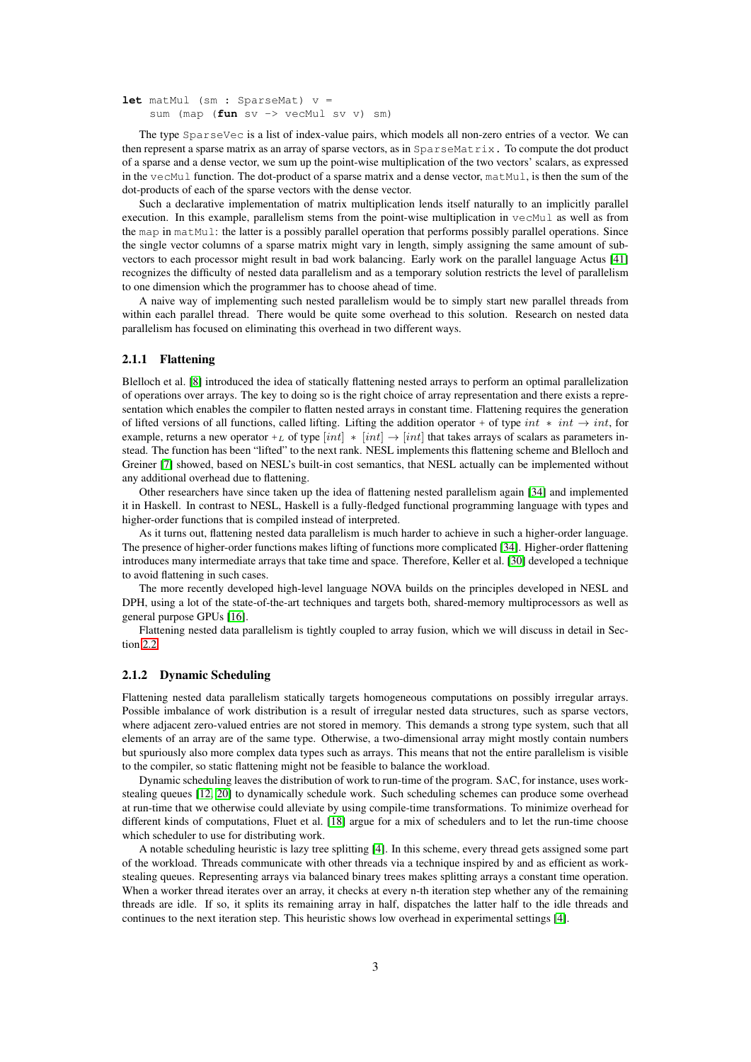```
let matMul (sm : SparseMat) v =
    sum (map (fun sv -> vecMul sv v) sm)
```

The type `SparseVec` is a list of index-value pairs, which models all non-zero entries of a vector. We can then represent a sparse matrix as an array of sparse vectors, as in `SparseMatrix`. To compute the dot product of a sparse and a dense vector, we sum up the point-wise multiplication of the two vectors' scalars, as expressed in the `vecMul` function. The dot-product of a sparse matrix and a dense vector, `matMul`, is then the sum of the dot-products of each of the sparse vectors with the dense vector.

Such a declarative implementation of matrix multiplication lends itself naturally to an implicitly parallel execution. In this example, parallelism stems from the point-wise multiplication in `vecMul` as well as from the `map` in `matMul`: the latter is a possibly parallel operation that performs possibly parallel operations. Since the single vector columns of a sparse matrix might vary in length, simply assigning the same amount of sub-vectors to each processor might result in bad work balancing. Early work on the parallel language Actus [41] recognizes the difficulty of nested data parallelism and as a temporary solution restricts the level of parallelism to one dimension which the programmer has to choose ahead of time.

A naive way of implementing such nested parallelism would be to simply start new parallel threads from within each parallel thread. There would be quite some overhead to this solution. Research on nested data parallelism has focused on eliminating this overhead in two different ways.

### 2.1.1 Flattening

Blelloch et al. [8] introduced the idea of statically flattening nested arrays to perform an optimal parallelization of operations over arrays. The key to doing so is the right choice of array representation and there exists a representation which enables the compiler to flatten nested arrays in constant time. Flattening requires the generation of lifted versions of all functions, called lifting. Lifting the addition operator $+$ of type $int * int \rightarrow int$, for example, returns a new operator $+_L$ of type $[int] * [int] \rightarrow [int]$ that takes arrays of scalars as parameters instead. The function has been "lifted" to the next rank. NESL implements this flattening scheme and Blelloch and Greiner [7] showed, based on NESL's built-in cost semantics, that NESL actually can be implemented without any additional overhead due to flattening.

Other researchers have since taken up the idea of flattening nested parallelism again [34] and implemented it in Haskell. In contrast to NESL, Haskell is a fully-fledged functional programming language with types and higher-order functions that is compiled instead of interpreted.

As it turns out, flattening nested data parallelism is much harder to achieve in such a higher-order language. The presence of higher-order functions makes lifting of functions more complicated [34]. Higher-order flattening introduces many intermediate arrays that take time and space. Therefore, Keller et al. [30] developed a technique to avoid flattening in such cases.

The more recently developed high-level language NOVA builds on the principles developed in NESL and DPH, using a lot of the state-of-the-art techniques and targets both, shared-memory multiprocessors as well as general purpose GPUs [16].

Flattening nested data parallelism is tightly coupled to array fusion, which we will discuss in detail in Section 2.2.

### 2.1.2 Dynamic Scheduling

Flattening nested data parallelism statically targets homogeneous computations on possibly irregular arrays. Possible imbalance of work distribution is a result of irregular nested data structures, such as sparse vectors, where adjacent zero-valued entries are not stored in memory. This demands a strong type system, such that all elements of an array are of the same type. Otherwise, a two-dimensional array might mostly contain numbers but spuriously also more complex data types such as arrays. This means that not the entire parallelism is visible to the compiler, so static flattening might not be feasible to balance the workload.

Dynamic scheduling leaves the distribution of work to run-time of the program. SAC, for instance, uses work-stealing queues [12, 20] to dynamically schedule work. Such scheduling schemes can produce some overhead at run-time that we otherwise could alleviate by using compile-time transformations. To minimize overhead for different kinds of computations, Fluet et al. [18] argue for a mix of schedulers and to let the run-time choose which scheduler to use for distributing work.

A notable scheduling heuristic is lazy tree splitting [4]. In this scheme, every thread gets assigned some part of the workload. Threads communicate with other threads via a technique inspired by and as efficient as work-stealing queues. Representing arrays via balanced binary trees makes splitting arrays a constant time operation. When a worker thread iterates over an array, it checks at every n-th iteration step whether any of the remaining threads are idle. If so, it splits its remaining array in half, dispatches the latter half to the idle threads and continues to the next iteration step. This heuristic shows low overhead in experimental settings [4].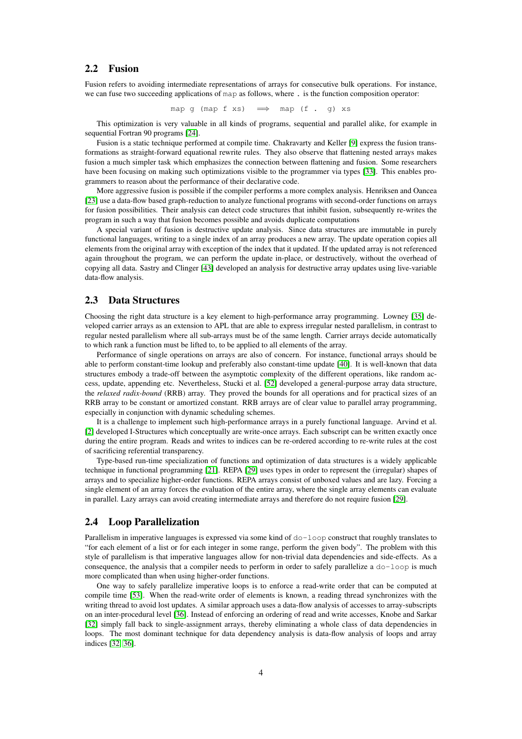## 2.2 Fusion

Fusion refers to avoiding intermediate representations of arrays for consecutive bulk operations. For instance, we can fuse two succeeding applications of `map` as follows, where `.` is the function composition operator:

```
map g (map f xs)   ⟹   map (f . g) xs
```

This optimization is very valuable in all kinds of programs, sequential and parallel alike, for example in sequential Fortran 90 programs [24].

Fusion is a static technique performed at compile time. Chakravarty and Keller [9] express the fusion transformations as straight-forward equational rewrite rules. They also observe that flattening nested arrays makes fusion a much simpler task which emphasizes the connection between flattening and fusion. Some researchers have been focusing on making such optimizations visible to the programmer via types [33]. This enables programmers to reason about the performance of their declarative code.

More aggressive fusion is possible if the compiler performs a more complex analysis. Henriksen and Oancea [23] use a data-flow based graph-reduction to analyze functional programs with second-order functions on arrays for fusion possibilities. Their analysis can detect code structures that inhibit fusion, subsequently re-writes the program in such a way that fusion becomes possible and avoids duplicate computations

A special variant of fusion is destructive update analysis. Since data structures are immutable in purely functional languages, writing to a single index of an array produces a new array. The update operation copies all elements from the original array with exception of the index that it updated. If the updated array is not referenced again throughout the program, we can perform the update in-place, or destructively, without the overhead of copying all data. Sastry and Clinger [43] developed an analysis for destructive array updates using live-variable data-flow analysis.

## 2.3 Data Structures

Choosing the right data structure is a key element to high-performance array programming. Lowney [35] developed carrier arrays as an extension to APL that are able to express irregular nested parallelism, in contrast to regular nested parallelism where all sub-arrays must be of the same length. Carrier arrays decide automatically to which rank a function must be lifted to, to be applied to all elements of the array.

Performance of single operations on arrays are also of concern. For instance, functional arrays should be able to perform constant-time lookup and preferably also constant-time update [40]. It is well-known that data structures embody a trade-off between the asymptotic complexity of the different operations, like random access, update, appending etc. Nevertheless, Stucki et al. [52] developed a general-purpose array data structure, the *relaxed radix-bound* (RRB) array. They proved the bounds for all operations and for practical sizes of an RRB array to be constant or amortized constant. RRB arrays are of clear value to parallel array programming, especially in conjunction with dynamic scheduling schemes.

It is a challenge to implement such high-performance arrays in a purely functional language. Arvind et al. [2] developed I-Structures which conceptually are write-once arrays. Each subscript can be written exactly once during the entire program. Reads and writes to indices can be re-ordered according to re-write rules at the cost of sacrificing referential transparency.

Type-based run-time specialization of functions and optimization of data structures is a widely applicable technique in functional programming [21]. REPA [29] uses types in order to represent the (irregular) shapes of arrays and to specialize higher-order functions. REPA arrays consist of unboxed values and are lazy. Forcing a single element of an array forces the evaluation of the entire array, where the single array elements can evaluate in parallel. Lazy arrays can avoid creating intermediate arrays and therefore do not require fusion [29].

## 2.4 Loop Parallelization

Parallelism in imperative languages is expressed via some kind of `do-loop` construct that roughly translates to "for each element of a list or for each integer in some range, perform the given body". The problem with this style of parallelism is that imperative languages allow for non-trivial data dependencies and side-effects. As a consequence, the analysis that a compiler needs to perform in order to safely parallelize a `do-loop` is much more complicated than when using higher-order functions.

One way to safely parallelize imperative loops is to enforce a read-write order that can be computed at compile time [53]. When the read-write order of elements is known, a reading thread synchronizes with the writing thread to avoid lost updates. A similar approach uses a data-flow analysis of accesses to array-subscripts on an inter-procedural level [36]. Instead of enforcing an ordering of read and write accesses, Knobe and Sarkar [32] simply fall back to single-assignment arrays, thereby eliminating a whole class of data dependencies in loops. The most dominant technique for data dependency analysis is data-flow analysis of loops and array indices [32, 36].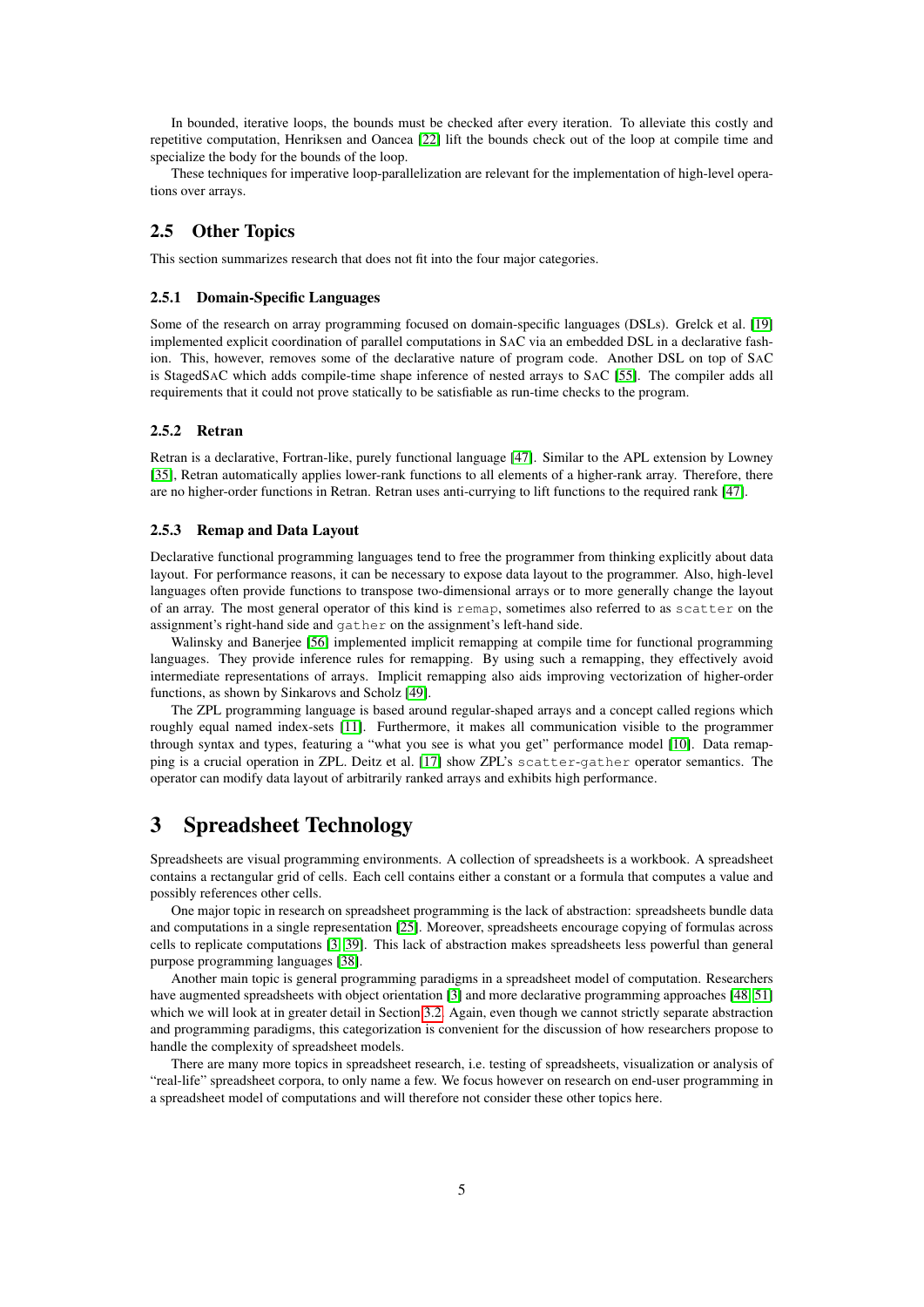In bounded, iterative loops, the bounds must be checked after every iteration. To alleviate this costly and repetitive computation, Henriksen and Oancea [22] lift the bounds check out of the loop at compile time and specialize the body for the bounds of the loop.

These techniques for imperative loop-parallelization are relevant for the implementation of high-level operations over arrays.

## 2.5 Other Topics

This section summarizes research that does not fit into the four major categories.

### 2.5.1 Domain-Specific Languages

Some of the research on array programming focused on domain-specific languages (DSLs). Grelck et al. [19] implemented explicit coordination of parallel computations in SAC via an embedded DSL in a declarative fashion. This, however, removes some of the declarative nature of program code. Another DSL on top of SAC is StagedSAC which adds compile-time shape inference of nested arrays to SAC [55]. The compiler adds all requirements that it could not prove statically to be satisfiable as run-time checks to the program.

### 2.5.2 Retran

Retran is a declarative, Fortran-like, purely functional language [47]. Similar to the APL extension by Lowney [35], Retran automatically applies lower-rank functions to all elements of a higher-rank array. Therefore, there are no higher-order functions in Retran. Retran uses anti-currying to lift functions to the required rank [47].

### 2.5.3 Remap and Data Layout

Declarative functional programming languages tend to free the programmer from thinking explicitly about data layout. For performance reasons, it can be necessary to expose data layout to the programmer. Also, high-level languages often provide functions to transpose two-dimensional arrays or to more generally change the layout of an array. The most general operator of this kind is `remap`, sometimes also referred to as `scatter` on the assignment's right-hand side and `gather` on the assignment's left-hand side.

Walinsky and Banerjee [56] implemented implicit remapping at compile time for functional programming languages. They provide inference rules for remapping. By using such a remapping, they effectively avoid intermediate representations of arrays. Implicit remapping also aids improving vectorization of higher-order functions, as shown by Sinkarovs and Scholz [49].

The ZPL programming language is based around regular-shaped arrays and a concept called regions which roughly equal named index-sets [11]. Furthermore, it makes all communication visible to the programmer through syntax and types, featuring a "what you see is what you get" performance model [10]. Data remapping is a crucial operation in ZPL. Deitz et al. [17] show ZPL's `scatter-gather` operator semantics. The operator can modify data layout of arbitrarily ranked arrays and exhibits high performance.

# 3 Spreadsheet Technology

Spreadsheets are visual programming environments. A collection of spreadsheets is a workbook. A spreadsheet contains a rectangular grid of cells. Each cell contains either a constant or a formula that computes a value and possibly references other cells.

One major topic in research on spreadsheet programming is the lack of abstraction: spreadsheets bundle data and computations in a single representation [25]. Moreover, spreadsheets encourage copying of formulas across cells to replicate computations [3, 39]. This lack of abstraction makes spreadsheets less powerful than general purpose programming languages [38].

Another main topic is general programming paradigms in a spreadsheet model of computation. Researchers have augmented spreadsheets with object orientation [3] and more declarative programming approaches [48, 51] which we will look at in greater detail in Section 3.2. Again, even though we cannot strictly separate abstraction and programming paradigms, this categorization is convenient for the discussion of how researchers propose to handle the complexity of spreadsheet models.

There are many more topics in spreadsheet research, i.e. testing of spreadsheets, visualization or analysis of "real-life" spreadsheet corpora, to only name a few. We focus however on research on end-user programming in a spreadsheet model of computations and will therefore not consider these other topics here.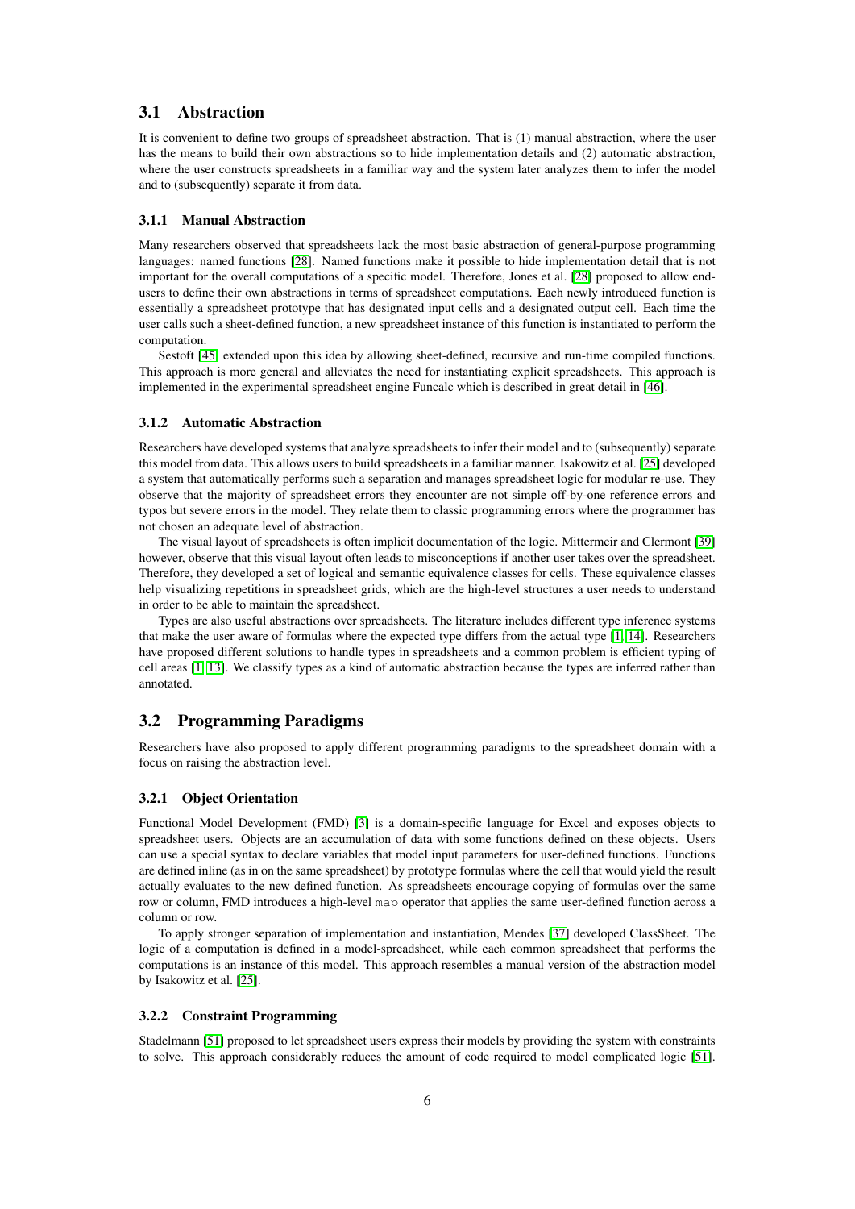## 3.1 Abstraction

It is convenient to define two groups of spreadsheet abstraction. That is (1) manual abstraction, where the user has the means to build their own abstractions so to hide implementation details and (2) automatic abstraction, where the user constructs spreadsheets in a familiar way and the system later analyzes them to infer the model and to (subsequently) separate it from data.

### 3.1.1 Manual Abstraction

Many researchers observed that spreadsheets lack the most basic abstraction of general-purpose programming languages: named functions [28]. Named functions make it possible to hide implementation detail that is not important for the overall computations of a specific model. Therefore, Jones et al. [28] proposed to allow end-users to define their own abstractions in terms of spreadsheet computations. Each newly introduced function is essentially a spreadsheet prototype that has designated input cells and a designated output cell. Each time the user calls such a sheet-defined function, a new spreadsheet instance of this function is instantiated to perform the computation.

Sestoft [45] extended upon this idea by allowing sheet-defined, recursive and run-time compiled functions. This approach is more general and alleviates the need for instantiating explicit spreadsheets. This approach is implemented in the experimental spreadsheet engine Funcalc which is described in great detail in [46].

### 3.1.2 Automatic Abstraction

Researchers have developed systems that analyze spreadsheets to infer their model and to (subsequently) separate this model from data. This allows users to build spreadsheets in a familiar manner. Isakowitz et al. [25] developed a system that automatically performs such a separation and manages spreadsheet logic for modular re-use. They observe that the majority of spreadsheet errors they encounter are not simple off-by-one reference errors and typos but severe errors in the model. They relate them to classic programming errors where the programmer has not chosen an adequate level of abstraction.

The visual layout of spreadsheets is often implicit documentation of the logic. Mittermeir and Clermont [39] however, observe that this visual layout often leads to misconceptions if another user takes over the spreadsheet. Therefore, they developed a set of logical and semantic equivalence classes for cells. These equivalence classes help visualizing repetitions in spreadsheet grids, which are the high-level structures a user needs to understand in order to be able to maintain the spreadsheet.

Types are also useful abstractions over spreadsheets. The literature includes different type inference systems that make the user aware of formulas where the expected type differs from the actual type [1, 14]. Researchers have proposed different solutions to handle types in spreadsheets and a common problem is efficient typing of cell areas [1, 13]. We classify types as a kind of automatic abstraction because the types are inferred rather than annotated.

## 3.2 Programming Paradigms

Researchers have also proposed to apply different programming paradigms to the spreadsheet domain with a focus on raising the abstraction level.

### 3.2.1 Object Orientation

Functional Model Development (FMD) [3] is a domain-specific language for Excel and exposes objects to spreadsheet users. Objects are an accumulation of data with some functions defined on these objects. Users can use a special syntax to declare variables that model input parameters for user-defined functions. Functions are defined inline (as in on the same spreadsheet) by prototype formulas where the cell that would yield the result actually evaluates to the new defined function. As spreadsheets encourage copying of formulas over the same row or column, FMD introduces a high-level `map` operator that applies the same user-defined function across a column or row.

To apply stronger separation of implementation and instantiation, Mendes [37] developed ClassSheet. The logic of a computation is defined in a model-spreadsheet, while each common spreadsheet that performs the computations is an instance of this model. This approach resembles a manual version of the abstraction model by Isakowitz et al. [25].

### 3.2.2 Constraint Programming

Stadelmann [51] proposed to let spreadsheet users express their models by providing the system with constraints to solve. This approach considerably reduces the amount of code required to model complicated logic [51].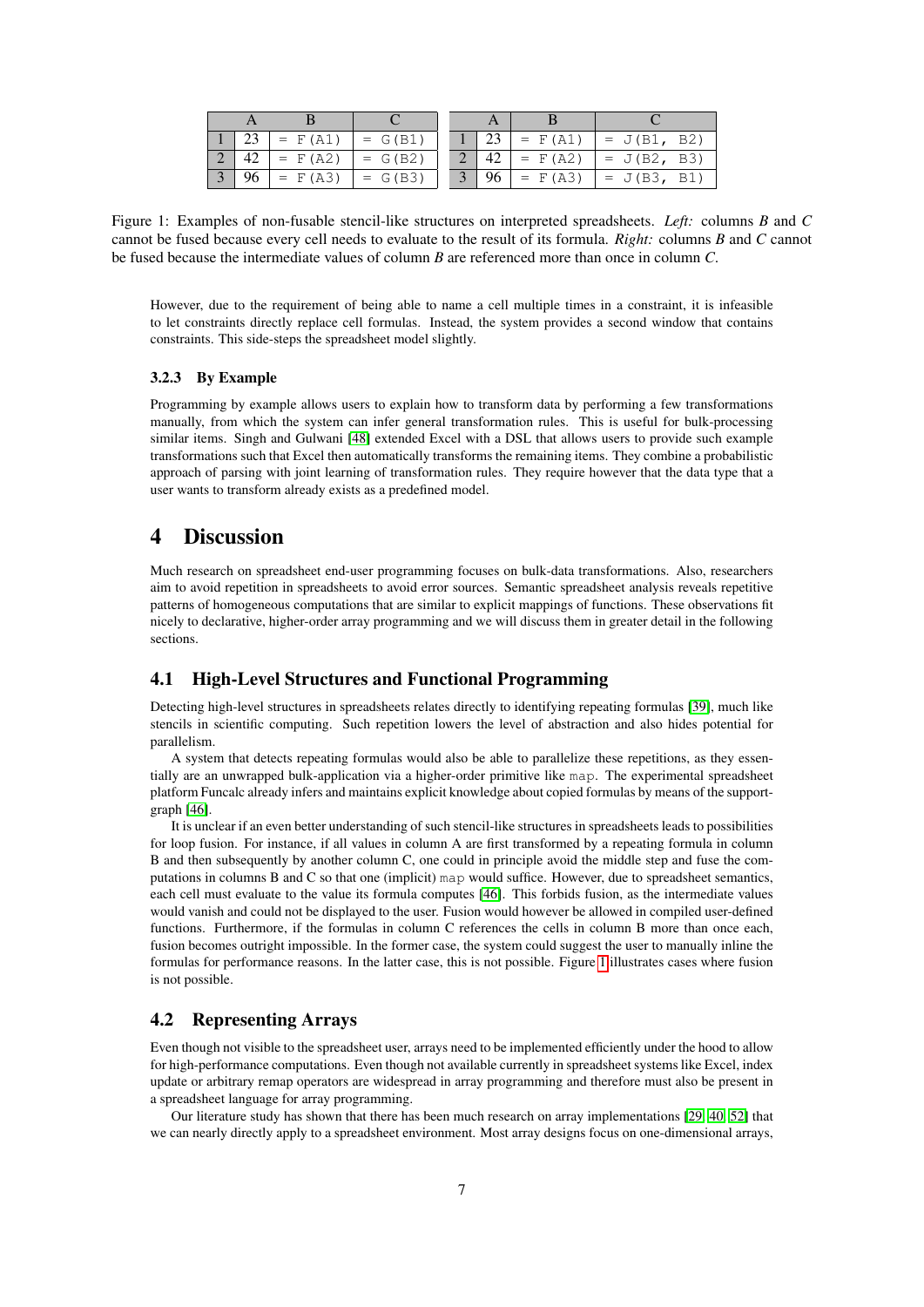| | A | B | C |
|---|---|---|---|
| 1 | 23 | = F(A1) | = G(B1) |
| 2 | 42 | = F(A2) | = G(B2) |
| 3 | 96 | = F(A3) | = G(B3) |

| | A | B | C |
|---|---|---|---|
| 1 | 23 | = F(A1) | = J(B1, B2) |
| 2 | 42 | = F(A2) | = J(B2, B3) |
| 3 | 96 | = F(A3) | = J(B3, B1) |

Figure 1: Examples of non-fusable stencil-like structures on interpreted spreadsheets. *Left:* columns *B* and *C* cannot be fused because every cell needs to evaluate to the result of its formula. *Right:* columns *B* and *C* cannot be fused because the intermediate values of column *B* are referenced more than once in column *C*.

However, due to the requirement of being able to name a cell multiple times in a constraint, it is infeasible to let constraints directly replace cell formulas. Instead, the system provides a second window that contains constraints. This side-steps the spreadsheet model slightly.

### 3.2.3 By Example

Programming by example allows users to explain how to transform data by performing a few transformations manually, from which the system can infer general transformation rules. This is useful for bulk-processing similar items. Singh and Gulwani [48] extended Excel with a DSL that allows users to provide such example transformations such that Excel then automatically transforms the remaining items. They combine a probabilistic approach of parsing with joint learning of transformation rules. They require however that the data type that a user wants to transform already exists as a predefined model.

# 4 Discussion

Much research on spreadsheet end-user programming focuses on bulk-data transformations. Also, researchers aim to avoid repetition in spreadsheets to avoid error sources. Semantic spreadsheet analysis reveals repetitive patterns of homogeneous computations that are similar to explicit mappings of functions. These observations fit nicely to declarative, higher-order array programming and we will discuss them in greater detail in the following sections.

## 4.1 High-Level Structures and Functional Programming

Detecting high-level structures in spreadsheets relates directly to identifying repeating formulas [39], much like stencils in scientific computing. Such repetition lowers the level of abstraction and also hides potential for parallelism.

A system that detects repeating formulas would also be able to parallelize these repetitions, as they essentially are an unwrapped bulk-application via a higher-order primitive like `map`. The experimental spreadsheet platform Funcalc already infers and maintains explicit knowledge about copied formulas by means of the support-graph [46].

It is unclear if an even better understanding of such stencil-like structures in spreadsheets leads to possibilities for loop fusion. For instance, if all values in column A are first transformed by a repeating formula in column B and then subsequently by another column C, one could in principle avoid the middle step and fuse the computations in columns B and C so that one (implicit) `map` would suffice. However, due to spreadsheet semantics, each cell must evaluate to the value its formula computes [46]. This forbids fusion, as the intermediate values would vanish and could not be displayed to the user. Fusion would however be allowed in compiled user-defined functions. Furthermore, if the formulas in column C references the cells in column B more than once each, fusion becomes outright impossible. In the former case, the system could suggest the user to manually inline the formulas for performance reasons. In the latter case, this is not possible. Figure 1 illustrates cases where fusion is not possible.

## 4.2 Representing Arrays

Even though not visible to the spreadsheet user, arrays need to be implemented efficiently under the hood to allow for high-performance computations. Even though not available currently in spreadsheet systems like Excel, index update or arbitrary remap operators are widespread in array programming and therefore must also be present in a spreadsheet language for array programming.

Our literature study has shown that there has been much research on array implementations [29, 40, 52] that we can nearly directly apply to a spreadsheet environment. Most array designs focus on one-dimensional arrays,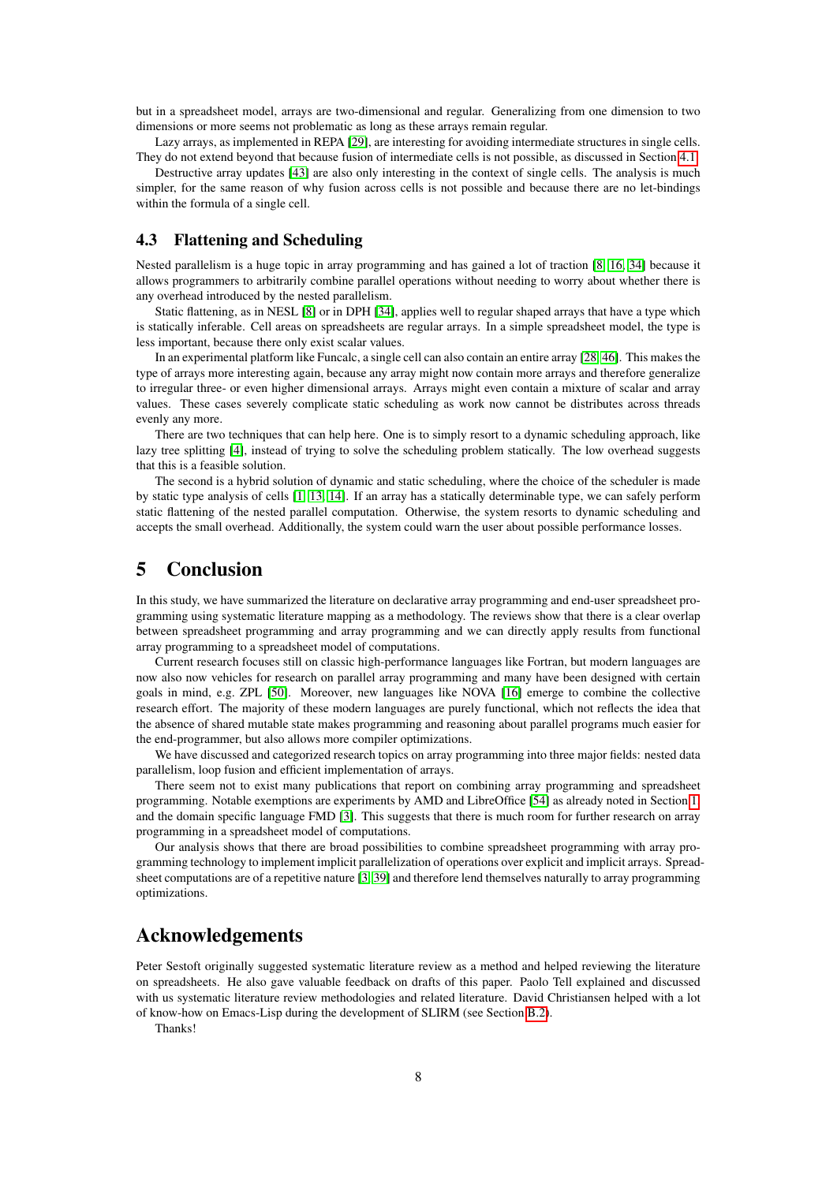but in a spreadsheet model, arrays are two-dimensional and regular. Generalizing from one dimension to two dimensions or more seems not problematic as long as these arrays remain regular.

Lazy arrays, as implemented in REPA [29], are interesting for avoiding intermediate structures in single cells. They do not extend beyond that because fusion of intermediate cells is not possible, as discussed in Section 4.1.

Destructive array updates [43] are also only interesting in the context of single cells. The analysis is much simpler, for the same reason of why fusion across cells is not possible and because there are no let-bindings within the formula of a single cell.

### 4.3 Flattening and Scheduling

Nested parallelism is a huge topic in array programming and has gained a lot of traction [8, 16, 34] because it allows programmers to arbitrarily combine parallel operations without needing to worry about whether there is any overhead introduced by the nested parallelism.

Static flattening, as in NESL [8] or in DPH [34], applies well to regular shaped arrays that have a type which is statically inferable. Cell areas on spreadsheets are regular arrays. In a simple spreadsheet model, the type is less important, because there only exist scalar values.

In an experimental platform like Funcalc, a single cell can also contain an entire array [28, 46]. This makes the type of arrays more interesting again, because any array might now contain more arrays and therefore generalize to irregular three- or even higher dimensional arrays. Arrays might even contain a mixture of scalar and array values. These cases severely complicate static scheduling as work now cannot be distributes across threads evenly any more.

There are two techniques that can help here. One is to simply resort to a dynamic scheduling approach, like lazy tree splitting [4], instead of trying to solve the scheduling problem statically. The low overhead suggests that this is a feasible solution.

The second is a hybrid solution of dynamic and static scheduling, where the choice of the scheduler is made by static type analysis of cells [1, 13, 14]. If an array has a statically determinable type, we can safely perform static flattening of the nested parallel computation. Otherwise, the system resorts to dynamic scheduling and accepts the small overhead. Additionally, the system could warn the user about possible performance losses.

## 5 Conclusion

In this study, we have summarized the literature on declarative array programming and end-user spreadsheet programming using systematic literature mapping as a methodology. The reviews show that there is a clear overlap between spreadsheet programming and array programming and we can directly apply results from functional array programming to a spreadsheet model of computations.

Current research focuses still on classic high-performance languages like Fortran, but modern languages are now also now vehicles for research on parallel array programming and many have been designed with certain goals in mind, e.g. ZPL [50]. Moreover, new languages like NOVA [16] emerge to combine the collective research effort. The majority of these modern languages are purely functional, which not reflects the idea that the absence of shared mutable state makes programming and reasoning about parallel programs much easier for the end-programmer, but also allows more compiler optimizations.

We have discussed and categorized research topics on array programming into three major fields: nested data parallelism, loop fusion and efficient implementation of arrays.

There seem not to exist many publications that report on combining array programming and spreadsheet programming. Notable exemptions are experiments by AMD and LibreOffice [54] as already noted in Section 1, and the domain specific language FMD [3]. This suggests that there is much room for further research on array programming in a spreadsheet model of computations.

Our analysis shows that there are broad possibilities to combine spreadsheet programming with array programming technology to implement implicit parallelization of operations over explicit and implicit arrays. Spreadsheet computations are of a repetitive nature [3, 39] and therefore lend themselves naturally to array programming optimizations.

## Acknowledgements

Peter Sestoft originally suggested systematic literature review as a method and helped reviewing the literature on spreadsheets. He also gave valuable feedback on drafts of this paper. Paolo Tell explained and discussed with us systematic literature review methodologies and related literature. David Christiansen helped with a lot of know-how on Emacs-Lisp during the development of SLIRM (see Section B.2).

Thanks!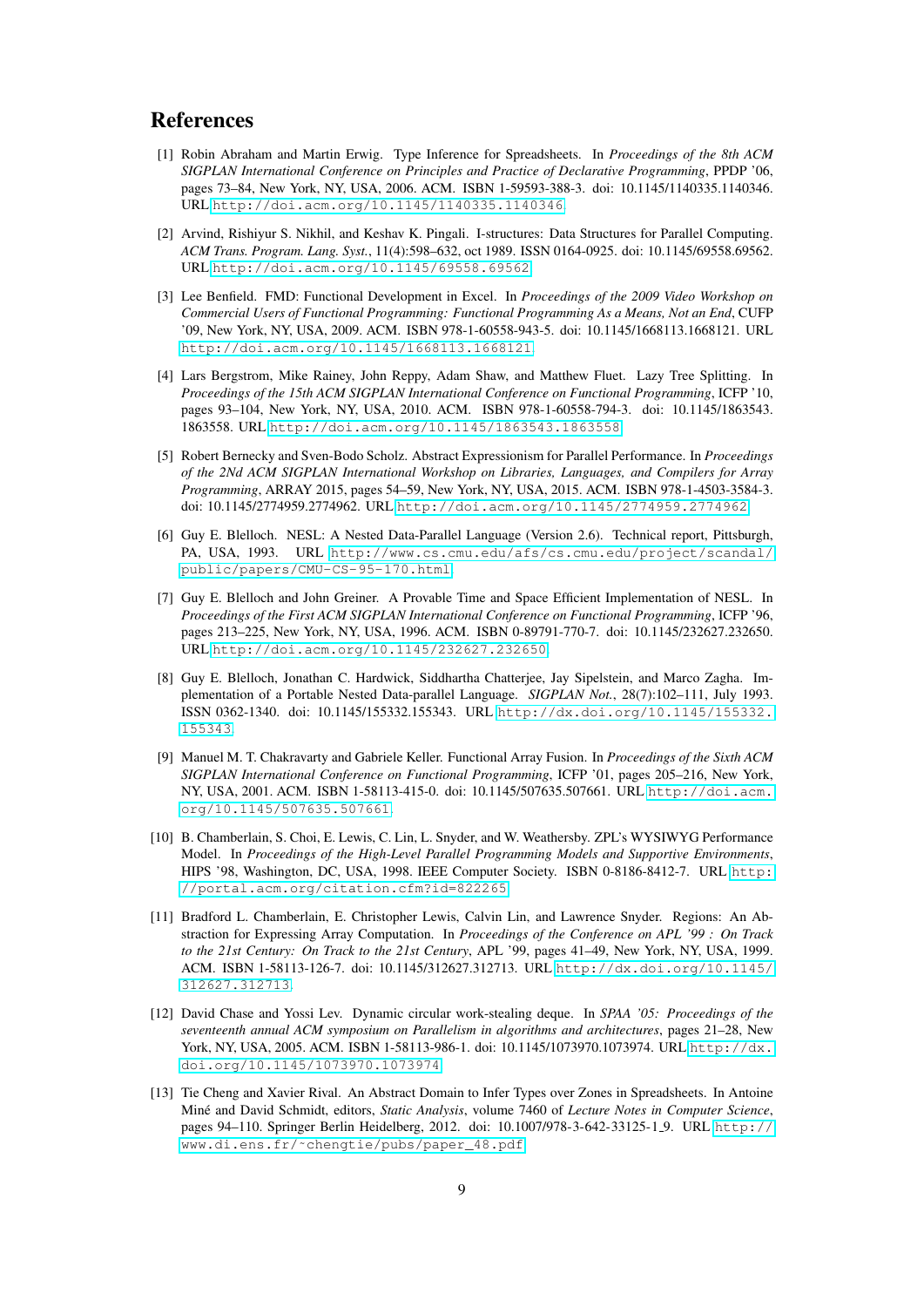# References

[1] Robin Abraham and Martin Erwig. Type Inference for Spreadsheets. In *Proceedings of the 8th ACM SIGPLAN International Conference on Principles and Practice of Declarative Programming*, PPDP '06, pages 73–84, New York, NY, USA, 2006. ACM. ISBN 1-59593-388-3. doi: 10.1145/1140335.1140346. URL http://doi.acm.org/10.1145/1140335.1140346.

[2] Arvind, Rishiyur S. Nikhil, and Keshav K. Pingali. I-structures: Data Structures for Parallel Computing. *ACM Trans. Program. Lang. Syst.*, 11(4):598–632, oct 1989. ISSN 0164-0925. doi: 10.1145/69558.69562. URL http://doi.acm.org/10.1145/69558.69562.

[3] Lee Benfield. FMD: Functional Development in Excel. In *Proceedings of the 2009 Video Workshop on Commercial Users of Functional Programming: Functional Programming As a Means, Not an End*, CUFP '09, New York, NY, USA, 2009. ACM. ISBN 978-1-60558-943-5. doi: 10.1145/1668113.1668121. URL http://doi.acm.org/10.1145/1668113.1668121.

[4] Lars Bergstrom, Mike Rainey, John Reppy, Adam Shaw, and Matthew Fluet. Lazy Tree Splitting. In *Proceedings of the 15th ACM SIGPLAN International Conference on Functional Programming*, ICFP '10, pages 93–104, New York, NY, USA, 2010. ACM. ISBN 978-1-60558-794-3. doi: 10.1145/1863543.1863558. URL http://doi.acm.org/10.1145/1863543.1863558.

[5] Robert Bernecky and Sven-Bodo Scholz. Abstract Expressionism for Parallel Performance. In *Proceedings of the 2Nd ACM SIGPLAN International Workshop on Libraries, Languages, and Compilers for Array Programming*, ARRAY 2015, pages 54–59, New York, NY, USA, 2015. ACM. ISBN 978-1-4503-3584-3. doi: 10.1145/2774959.2774962. URL http://doi.acm.org/10.1145/2774959.2774962.

[6] Guy E. Blelloch. NESL: A Nested Data-Parallel Language (Version 2.6). Technical report, Pittsburgh, PA, USA, 1993. URL http://www.cs.cmu.edu/afs/cs.cmu.edu/project/scandal/public/papers/CMU-CS-95-170.html.

[7] Guy E. Blelloch and John Greiner. A Provable Time and Space Efficient Implementation of NESL. In *Proceedings of the First ACM SIGPLAN International Conference on Functional Programming*, ICFP '96, pages 213–225, New York, NY, USA, 1996. ACM. ISBN 0-89791-770-7. doi: 10.1145/232627.232650. URL http://doi.acm.org/10.1145/232627.232650.

[8] Guy E. Blelloch, Jonathan C. Hardwick, Siddhartha Chatterjee, Jay Sipelstein, and Marco Zagha. Implementation of a Portable Nested Data-parallel Language. *SIGPLAN Not.*, 28(7):102–111, July 1993. ISSN 0362-1340. doi: 10.1145/155332.155343. URL http://dx.doi.org/10.1145/155332.155343.

[9] Manuel M. T. Chakravarty and Gabriele Keller. Functional Array Fusion. In *Proceedings of the Sixth ACM SIGPLAN International Conference on Functional Programming*, ICFP '01, pages 205–216, New York, NY, USA, 2001. ACM. ISBN 1-58113-415-0. doi: 10.1145/507635.507661. URL http://doi.acm.org/10.1145/507635.507661.

[10] B. Chamberlain, S. Choi, E. Lewis, C. Lin, L. Snyder, and W. Weathersby. ZPL's WYSIWYG Performance Model. In *Proceedings of the High-Level Parallel Programming Models and Supportive Environments*, HIPS '98, Washington, DC, USA, 1998. IEEE Computer Society. ISBN 0-8186-8412-7. URL http://portal.acm.org/citation.cfm?id=822265.

[11] Bradford L. Chamberlain, E. Christopher Lewis, Calvin Lin, and Lawrence Snyder. Regions: An Abstraction for Expressing Array Computation. In *Proceedings of the Conference on APL '99 : On Track to the 21st Century: On Track to the 21st Century*, APL '99, pages 41–49, New York, NY, USA, 1999. ACM. ISBN 1-58113-126-7. doi: 10.1145/312627.312713. URL http://dx.doi.org/10.1145/312627.312713.

[12] David Chase and Yossi Lev. Dynamic circular work-stealing deque. In *SPAA '05: Proceedings of the seventeenth annual ACM symposium on Parallelism in algorithms and architectures*, pages 21–28, New York, NY, USA, 2005. ACM. ISBN 1-58113-986-1. doi: 10.1145/1073970.1073974. URL http://dx.doi.org/10.1145/1073970.1073974.

[13] Tie Cheng and Xavier Rival. An Abstract Domain to Infer Types over Zones in Spreadsheets. In Antoine Miné and David Schmidt, editors, *Static Analysis*, volume 7460 of *Lecture Notes in Computer Science*, pages 94–110. Springer Berlin Heidelberg, 2012. doi: 10.1007/978-3-642-33125-1_9. URL http://www.di.ens.fr/~chengtie/pubs/paper_48.pdf.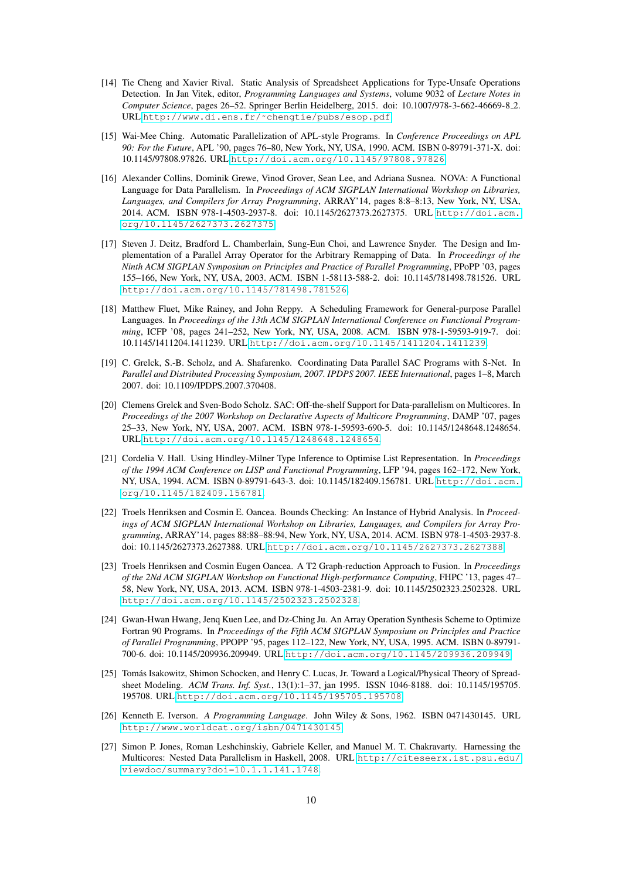[14] Tie Cheng and Xavier Rival. Static Analysis of Spreadsheet Applications for Type-Unsafe Operations Detection. In Jan Vitek, editor, *Programming Languages and Systems*, volume 9032 of *Lecture Notes in Computer Science*, pages 26–52. Springer Berlin Heidelberg, 2015. doi: 10.1007/978-3-662-46669-8_2. URL http://www.di.ens.fr/~chengtie/pubs/esop.pdf.

[15] Wai-Mee Ching. Automatic Parallelization of APL-style Programs. In *Conference Proceedings on APL 90: For the Future*, APL '90, pages 76–80, New York, NY, USA, 1990. ACM. ISBN 0-89791-371-X. doi: 10.1145/97808.97826. URL http://doi.acm.org/10.1145/97808.97826.

[16] Alexander Collins, Dominik Grewe, Vinod Grover, Sean Lee, and Adriana Susnea. NOVA: A Functional Language for Data Parallelism. In *Proceedings of ACM SIGPLAN International Workshop on Libraries, Languages, and Compilers for Array Programming*, ARRAY'14, pages 8:8–8:13, New York, NY, USA, 2014. ACM. ISBN 978-1-4503-2937-8. doi: 10.1145/2627373.2627375. URL http://doi.acm.org/10.1145/2627373.2627375.

[17] Steven J. Deitz, Bradford L. Chamberlain, Sung-Eun Choi, and Lawrence Snyder. The Design and Implementation of a Parallel Array Operator for the Arbitrary Remapping of Data. In *Proceedings of the Ninth ACM SIGPLAN Symposium on Principles and Practice of Parallel Programming*, PPoPP '03, pages 155–166, New York, NY, USA, 2003. ACM. ISBN 1-58113-588-2. doi: 10.1145/781498.781526. URL http://doi.acm.org/10.1145/781498.781526.

[18] Matthew Fluet, Mike Rainey, and John Reppy. A Scheduling Framework for General-purpose Parallel Languages. In *Proceedings of the 13th ACM SIGPLAN International Conference on Functional Programming*, ICFP '08, pages 241–252, New York, NY, USA, 2008. ACM. ISBN 978-1-59593-919-7. doi: 10.1145/1411204.1411239. URL http://doi.acm.org/10.1145/1411204.1411239.

[19] C. Grelck, S.-B. Scholz, and A. Shafarenko. Coordinating Data Parallel SAC Programs with S-Net. In *Parallel and Distributed Processing Symposium, 2007. IPDPS 2007. IEEE International*, pages 1–8, March 2007. doi: 10.1109/IPDPS.2007.370408.

[20] Clemens Grelck and Sven-Bodo Scholz. SAC: Off-the-shelf Support for Data-parallelism on Multicores. In *Proceedings of the 2007 Workshop on Declarative Aspects of Multicore Programming*, DAMP '07, pages 25–33, New York, NY, USA, 2007. ACM. ISBN 978-1-59593-690-5. doi: 10.1145/1248648.1248654. URL http://doi.acm.org/10.1145/1248648.1248654.

[21] Cordelia V. Hall. Using Hindley-Milner Type Inference to Optimise List Representation. In *Proceedings of the 1994 ACM Conference on LISP and Functional Programming*, LFP '94, pages 162–172, New York, NY, USA, 1994. ACM. ISBN 0-89791-643-3. doi: 10.1145/182409.156781. URL http://doi.acm.org/10.1145/182409.156781.

[22] Troels Henriksen and Cosmin E. Oancea. Bounds Checking: An Instance of Hybrid Analysis. In *Proceedings of ACM SIGPLAN International Workshop on Libraries, Languages, and Compilers for Array Programming*, ARRAY'14, pages 88:88–88:94, New York, NY, USA, 2014. ACM. ISBN 978-1-4503-2937-8. doi: 10.1145/2627373.2627388. URL http://doi.acm.org/10.1145/2627373.2627388.

[23] Troels Henriksen and Cosmin Eugen Oancea. A T2 Graph-reduction Approach to Fusion. In *Proceedings of the 2Nd ACM SIGPLAN Workshop on Functional High-performance Computing*, FHPC '13, pages 47–58, New York, NY, USA, 2013. ACM. ISBN 978-1-4503-2381-9. doi: 10.1145/2502323.2502328. URL http://doi.acm.org/10.1145/2502323.2502328.

[24] Gwan-Hwan Hwang, Jenq Kuen Lee, and Dz-Ching Ju. An Array Operation Synthesis Scheme to Optimize Fortran 90 Programs. In *Proceedings of the Fifth ACM SIGPLAN Symposium on Principles and Practice of Parallel Programming*, PPOPP '95, pages 112–122, New York, NY, USA, 1995. ACM. ISBN 0-89791-700-6. doi: 10.1145/209936.209949. URL http://doi.acm.org/10.1145/209936.209949.

[25] Tomás Isakowitz, Shimon Schocken, and Henry C. Lucas, Jr. Toward a Logical/Physical Theory of Spreadsheet Modeling. *ACM Trans. Inf. Syst.*, 13(1):1–37, jan 1995. ISSN 1046-8188. doi: 10.1145/195705.195708. URL http://doi.acm.org/10.1145/195705.195708.

[26] Kenneth E. Iverson. *A Programming Language*. John Wiley & Sons, 1962. ISBN 0471430145. URL http://www.worldcat.org/isbn/0471430145.

[27] Simon P. Jones, Roman Leshchinskiy, Gabriele Keller, and Manuel M. T. Chakravarty. Harnessing the Multicores: Nested Data Parallelism in Haskell, 2008. URL http://citeseerx.ist.psu.edu/viewdoc/summary?doi=10.1.1.141.1748.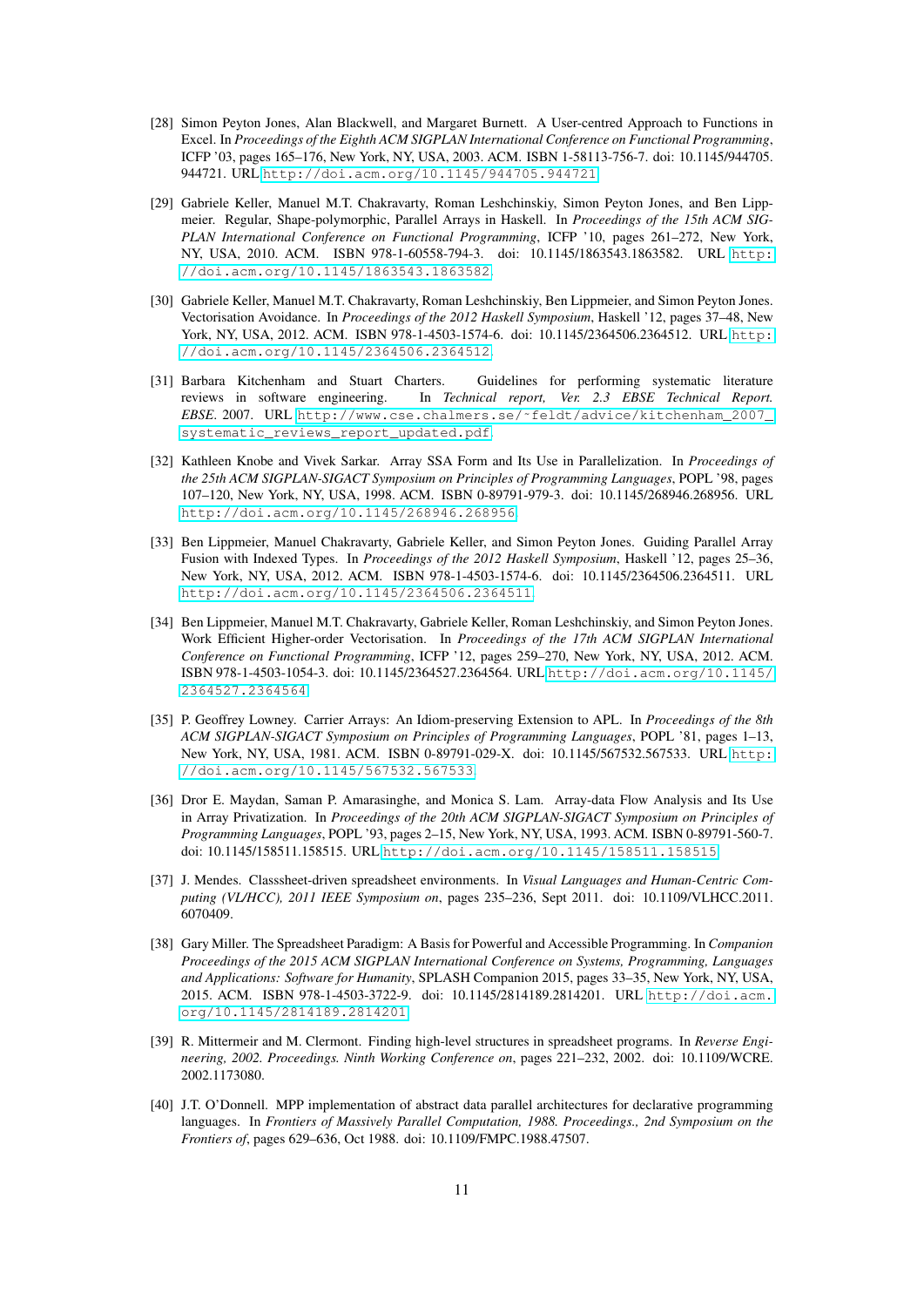[28] Simon Peyton Jones, Alan Blackwell, and Margaret Burnett. A User-centred Approach to Functions in Excel. In *Proceedings of the Eighth ACM SIGPLAN International Conference on Functional Programming*, ICFP '03, pages 165–176, New York, NY, USA, 2003. ACM. ISBN 1-58113-756-7. doi: 10.1145/944705.944721. URL http://doi.acm.org/10.1145/944705.944721.

[29] Gabriele Keller, Manuel M.T. Chakravarty, Roman Leshchinskiy, Simon Peyton Jones, and Ben Lippmeier. Regular, Shape-polymorphic, Parallel Arrays in Haskell. In *Proceedings of the 15th ACM SIGPLAN International Conference on Functional Programming*, ICFP '10, pages 261–272, New York, NY, USA, 2010. ACM. ISBN 978-1-60558-794-3. doi: 10.1145/1863543.1863582. URL http://doi.acm.org/10.1145/1863543.1863582.

[30] Gabriele Keller, Manuel M.T. Chakravarty, Roman Leshchinskiy, Ben Lippmeier, and Simon Peyton Jones. Vectorisation Avoidance. In *Proceedings of the 2012 Haskell Symposium*, Haskell '12, pages 37–48, New York, NY, USA, 2012. ACM. ISBN 978-1-4503-1574-6. doi: 10.1145/2364506.2364512. URL http://doi.acm.org/10.1145/2364506.2364512.

[31] Barbara Kitchenham and Stuart Charters. Guidelines for performing systematic literature reviews in software engineering. In *Technical report, Ver. 2.3 EBSE Technical Report. EBSE*. 2007. URL http://www.cse.chalmers.se/~feldt/advice/kitchenham_2007_systematic_reviews_report_updated.pdf.

[32] Kathleen Knobe and Vivek Sarkar. Array SSA Form and Its Use in Parallelization. In *Proceedings of the 25th ACM SIGPLAN-SIGACT Symposium on Principles of Programming Languages*, POPL '98, pages 107–120, New York, NY, USA, 1998. ACM. ISBN 0-89791-979-3. doi: 10.1145/268946.268956. URL http://doi.acm.org/10.1145/268946.268956.

[33] Ben Lippmeier, Manuel Chakravarty, Gabriele Keller, and Simon Peyton Jones. Guiding Parallel Array Fusion with Indexed Types. In *Proceedings of the 2012 Haskell Symposium*, Haskell '12, pages 25–36, New York, NY, USA, 2012. ACM. ISBN 978-1-4503-1574-6. doi: 10.1145/2364506.2364511. URL http://doi.acm.org/10.1145/2364506.2364511.

[34] Ben Lippmeier, Manuel M.T. Chakravarty, Gabriele Keller, Roman Leshchinskiy, and Simon Peyton Jones. Work Efficient Higher-order Vectorisation. In *Proceedings of the 17th ACM SIGPLAN International Conference on Functional Programming*, ICFP '12, pages 259–270, New York, NY, USA, 2012. ACM. ISBN 978-1-4503-1054-3. doi: 10.1145/2364527.2364564. URL http://doi.acm.org/10.1145/2364527.2364564.

[35] P. Geoffrey Lowney. Carrier Arrays: An Idiom-preserving Extension to APL. In *Proceedings of the 8th ACM SIGPLAN-SIGACT Symposium on Principles of Programming Languages*, POPL '81, pages 1–13, New York, NY, USA, 1981. ACM. ISBN 0-89791-029-X. doi: 10.1145/567532.567533. URL http://doi.acm.org/10.1145/567532.567533.

[36] Dror E. Maydan, Saman P. Amarasinghe, and Monica S. Lam. Array-data Flow Analysis and Its Use in Array Privatization. In *Proceedings of the 20th ACM SIGPLAN-SIGACT Symposium on Principles of Programming Languages*, POPL '93, pages 2–15, New York, NY, USA, 1993. ACM. ISBN 0-89791-560-7. doi: 10.1145/158511.158515. URL http://doi.acm.org/10.1145/158511.158515.

[37] J. Mendes. Classsheet-driven spreadsheet environments. In *Visual Languages and Human-Centric Computing (VL/HCC), 2011 IEEE Symposium on*, pages 235–236, Sept 2011. doi: 10.1109/VLHCC.2011.6070409.

[38] Gary Miller. The Spreadsheet Paradigm: A Basis for Powerful and Accessible Programming. In *Companion Proceedings of the 2015 ACM SIGPLAN International Conference on Systems, Programming, Languages and Applications: Software for Humanity*, SPLASH Companion 2015, pages 33–35, New York, NY, USA, 2015. ACM. ISBN 978-1-4503-3722-9. doi: 10.1145/2814189.2814201. URL http://doi.acm.org/10.1145/2814189.2814201.

[39] R. Mittermeir and M. Clermont. Finding high-level structures in spreadsheet programs. In *Reverse Engineering, 2002. Proceedings. Ninth Working Conference on*, pages 221–232, 2002. doi: 10.1109/WCRE.2002.1173080.

[40] J.T. O'Donnell. MPP implementation of abstract data parallel architectures for declarative programming languages. In *Frontiers of Massively Parallel Computation, 1988. Proceedings., 2nd Symposium on the Frontiers of*, pages 629–636, Oct 1988. doi: 10.1109/FMPC.1988.47507.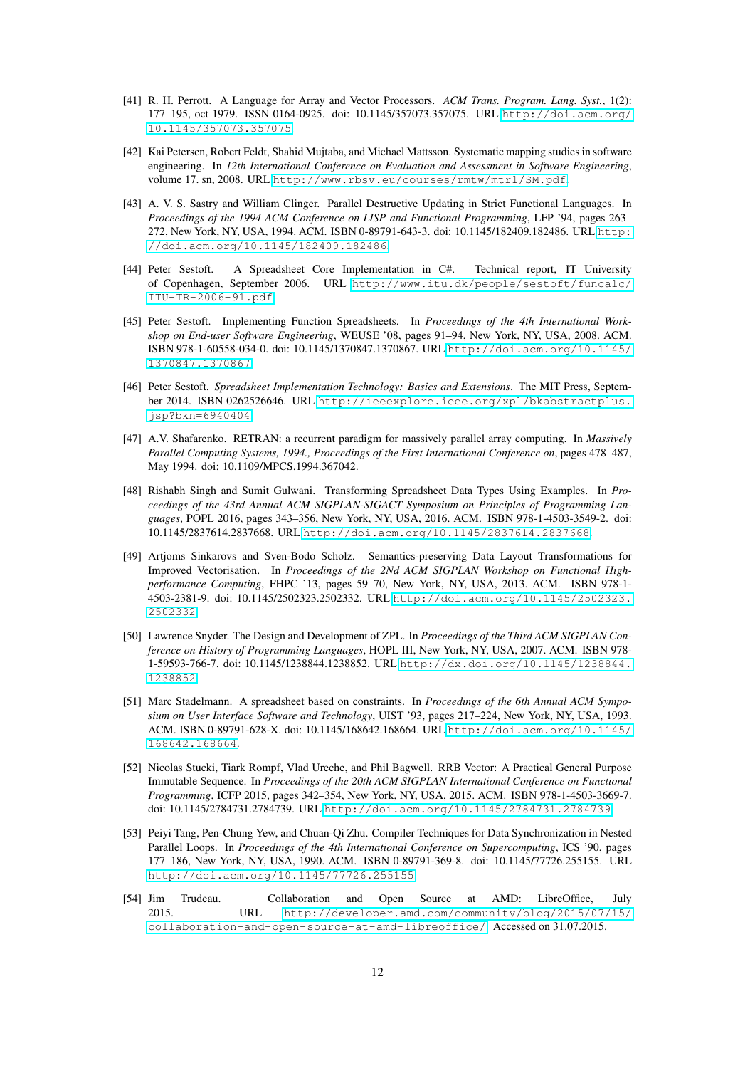[41] R. H. Perrott. A Language for Array and Vector Processors. *ACM Trans. Program. Lang. Syst.*, 1(2): 177–195, oct 1979. ISSN 0164-0925. doi: 10.1145/357073.357075. URL http://doi.acm.org/10.1145/357073.357075.

[42] Kai Petersen, Robert Feldt, Shahid Mujtaba, and Michael Mattsson. Systematic mapping studies in software engineering. In *12th International Conference on Evaluation and Assessment in Software Engineering*, volume 17. sn, 2008. URL http://www.rbsv.eu/courses/rmtw/mtrl/SM.pdf.

[43] A. V. S. Sastry and William Clinger. Parallel Destructive Updating in Strict Functional Languages. In *Proceedings of the 1994 ACM Conference on LISP and Functional Programming*, LFP '94, pages 263–272, New York, NY, USA, 1994. ACM. ISBN 0-89791-643-3. doi: 10.1145/182409.182486. URL http://doi.acm.org/10.1145/182409.182486.

[44] Peter Sestoft. A Spreadsheet Core Implementation in C#. Technical report, IT University of Copenhagen, September 2006. URL http://www.itu.dk/people/sestoft/funcalc/ITU-TR-2006-91.pdf.

[45] Peter Sestoft. Implementing Function Spreadsheets. In *Proceedings of the 4th International Workshop on End-user Software Engineering*, WEUSE '08, pages 91–94, New York, NY, USA, 2008. ACM. ISBN 978-1-60558-034-0. doi: 10.1145/1370847.1370867. URL http://doi.acm.org/10.1145/1370847.1370867.

[46] Peter Sestoft. *Spreadsheet Implementation Technology: Basics and Extensions*. The MIT Press, September 2014. ISBN 0262526646. URL http://ieeexplore.ieee.org/xpl/bkabstractplus.jsp?bkn=6940404.

[47] A.V. Shafarenko. RETRAN: a recurrent paradigm for massively parallel array computing. In *Massively Parallel Computing Systems, 1994., Proceedings of the First International Conference on*, pages 478–487, May 1994. doi: 10.1109/MPCS.1994.367042.

[48] Rishabh Singh and Sumit Gulwani. Transforming Spreadsheet Data Types Using Examples. In *Proceedings of the 43rd Annual ACM SIGPLAN-SIGACT Symposium on Principles of Programming Languages*, POPL 2016, pages 343–356, New York, NY, USA, 2016. ACM. ISBN 978-1-4503-3549-2. doi: 10.1145/2837614.2837668. URL http://doi.acm.org/10.1145/2837614.2837668.

[49] Artjoms Sinkarovs and Sven-Bodo Scholz. Semantics-preserving Data Layout Transformations for Improved Vectorisation. In *Proceedings of the 2Nd ACM SIGPLAN Workshop on Functional High-performance Computing*, FHPC '13, pages 59–70, New York, NY, USA, 2013. ACM. ISBN 978-1-4503-2381-9. doi: 10.1145/2502323.2502332. URL http://doi.acm.org/10.1145/2502323.2502332.

[50] Lawrence Snyder. The Design and Development of ZPL. In *Proceedings of the Third ACM SIGPLAN Conference on History of Programming Languages*, HOPL III, New York, NY, USA, 2007. ACM. ISBN 978-1-59593-766-7. doi: 10.1145/1238844.1238852. URL http://dx.doi.org/10.1145/1238844.1238852.

[51] Marc Stadelmann. A spreadsheet based on constraints. In *Proceedings of the 6th Annual ACM Symposium on User Interface Software and Technology*, UIST '93, pages 217–224, New York, NY, USA, 1993. ACM. ISBN 0-89791-628-X. doi: 10.1145/168642.168664. URL http://doi.acm.org/10.1145/168642.168664.

[52] Nicolas Stucki, Tiark Rompf, Vlad Ureche, and Phil Bagwell. RRB Vector: A Practical General Purpose Immutable Sequence. In *Proceedings of the 20th ACM SIGPLAN International Conference on Functional Programming*, ICFP 2015, pages 342–354, New York, NY, USA, 2015. ACM. ISBN 978-1-4503-3669-7. doi: 10.1145/2784731.2784739. URL http://doi.acm.org/10.1145/2784731.2784739.

[53] Peiyi Tang, Pen-Chung Yew, and Chuan-Qi Zhu. Compiler Techniques for Data Synchronization in Nested Parallel Loops. In *Proceedings of the 4th International Conference on Supercomputing*, ICS '90, pages 177–186, New York, NY, USA, 1990. ACM. ISBN 0-89791-369-8. doi: 10.1145/77726.255155. URL http://doi.acm.org/10.1145/77726.255155.

[54] Jim Trudeau. Collaboration and Open Source at AMD: LibreOffice, July 2015. URL http://developer.amd.com/community/blog/2015/07/15/collaboration-and-open-source-at-amd-libreoffice/. Accessed on 31.07.2015.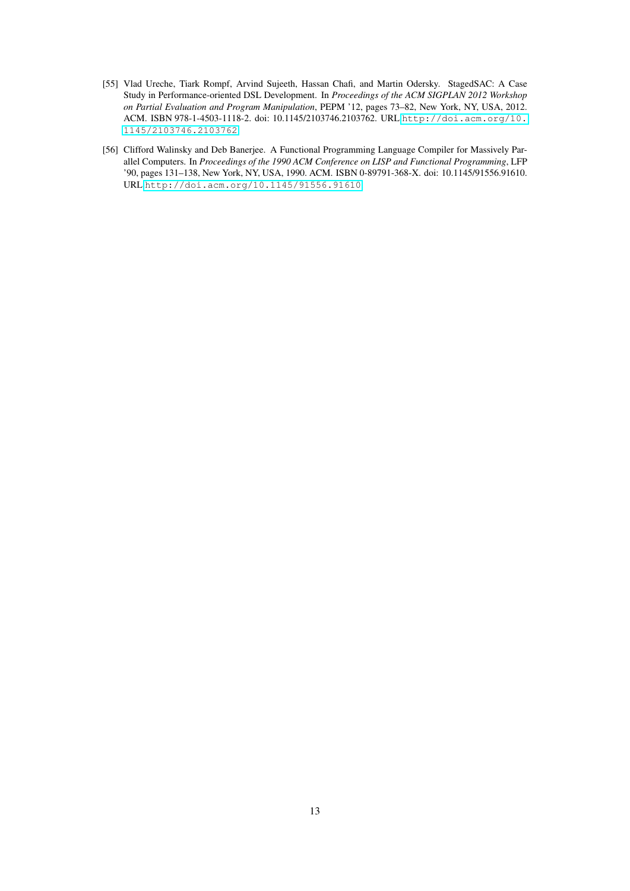[55] Vlad Ureche, Tiark Rompf, Arvind Sujeeth, Hassan Chafi, and Martin Odersky. StagedSAC: A Case Study in Performance-oriented DSL Development. In *Proceedings of the ACM SIGPLAN 2012 Workshop on Partial Evaluation and Program Manipulation*, PEPM '12, pages 73–82, New York, NY, USA, 2012. ACM. ISBN 978-1-4503-1118-2. doi: 10.1145/2103746.2103762. URL `http://doi.acm.org/10.1145/2103746.2103762`.

[56] Clifford Walinsky and Deb Banerjee. A Functional Programming Language Compiler for Massively Parallel Computers. In *Proceedings of the 1990 ACM Conference on LISP and Functional Programming*, LFP '90, pages 131–138, New York, NY, USA, 1990. ACM. ISBN 0-89791-368-X. doi: 10.1145/91556.91610. URL `http://doi.acm.org/10.1145/91556.91610`.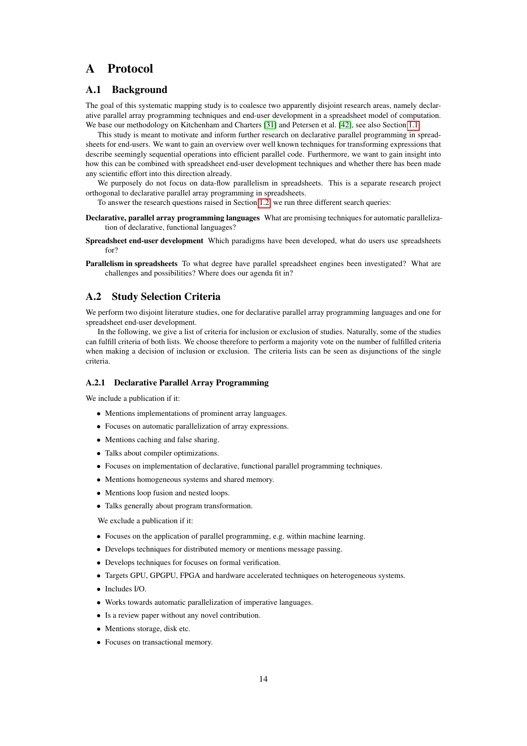# A Protocol

## A.1 Background

The goal of this systematic mapping study is to coalesce two apparently disjoint research areas, namely declarative parallel array programming techniques and end-user development in a spreadsheet model of computation. We base our methodology on Kitchenham and Charters [31] and Petersen et al. [42], see also Section 1.1.

This study is meant to motivate and inform further research on declarative parallel programming in spreadsheets for end-users. We want to gain an overview over well known techniques for transforming expressions that describe seemingly sequential operations into efficient parallel code. Furthermore, we want to gain insight into how this can be combined with spreadsheet end-user development techniques and whether there has been made any scientific effort into this direction already.

We purposely do not focus on data-flow parallelism in spreadsheets. This is a separate research project orthogonal to declarative parallel array programming in spreadsheets.

To answer the research questions raised in Section 1.2, we run three different search queries:

**Declarative, parallel array programming languages** What are promising techniques for automatic parallelization of declarative, functional languages?

**Spreadsheet end-user development** Which paradigms have been developed, what do users use spreadsheets for?

**Parallelism in spreadsheets** To what degree have parallel spreadsheet engines been investigated? What are challenges and possibilities? Where does our agenda fit in?

## A.2 Study Selection Criteria

We perform two disjoint literature studies, one for declarative parallel array programming languages and one for spreadsheet end-user development.

In the following, we give a list of criteria for inclusion or exclusion of studies. Naturally, some of the studies can fulfill criteria of both lists. We choose therefore to perform a majority vote on the number of fulfilled criteria when making a decision of inclusion or exclusion. The criteria lists can be seen as disjunctions of the single criteria.

### A.2.1 Declarative Parallel Array Programming

We include a publication if it:

- Mentions implementations of prominent array languages.
- Focuses on automatic parallelization of array expressions.
- Mentions caching and false sharing.
- Talks about compiler optimizations.
- Focuses on implementation of declarative, functional parallel programming techniques.
- Mentions homogeneous systems and shared memory.
- Mentions loop fusion and nested loops.
- Talks generally about program transformation.

We exclude a publication if it:

- Focuses on the application of parallel programming, e.g. within machine learning.
- Develops techniques for distributed memory or mentions message passing.
- Develops techniques for focuses on formal verification.
- Targets GPU, GPGPU, FPGA and hardware accelerated techniques on heterogeneous systems.
- Includes I/O.
- Works towards automatic parallelization of imperative languages.
- Is a review paper without any novel contribution.
- Mentions storage, disk etc.
- Focuses on transactional memory.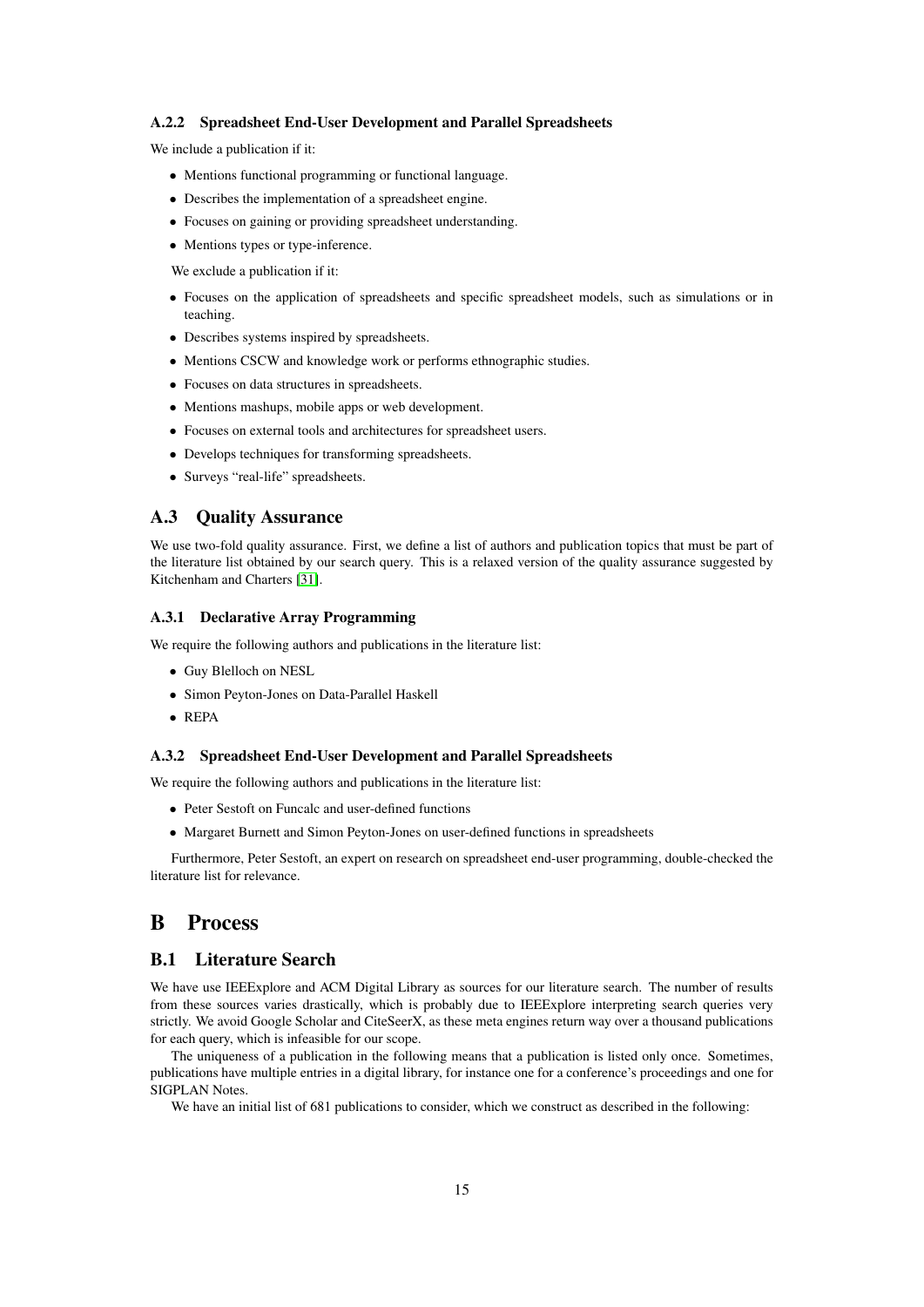#### A.2.2 Spreadsheet End-User Development and Parallel Spreadsheets

We include a publication if it:

- Mentions functional programming or functional language.
- Describes the implementation of a spreadsheet engine.
- Focuses on gaining or providing spreadsheet understanding.
- Mentions types or type-inference.

We exclude a publication if it:

- Focuses on the application of spreadsheets and specific spreadsheet models, such as simulations or in teaching.
- Describes systems inspired by spreadsheets.
- Mentions CSCW and knowledge work or performs ethnographic studies.
- Focuses on data structures in spreadsheets.
- Mentions mashups, mobile apps or web development.
- Focuses on external tools and architectures for spreadsheet users.
- Develops techniques for transforming spreadsheets.
- Surveys "real-life" spreadsheets.

## A.3 Quality Assurance

We use two-fold quality assurance. First, we define a list of authors and publication topics that must be part of the literature list obtained by our search query. This is a relaxed version of the quality assurance suggested by Kitchenham and Charters [31].

#### A.3.1 Declarative Array Programming

We require the following authors and publications in the literature list:

- Guy Blelloch on NESL
- Simon Peyton-Jones on Data-Parallel Haskell
- REPA

#### A.3.2 Spreadsheet End-User Development and Parallel Spreadsheets

We require the following authors and publications in the literature list:

- Peter Sestoft on Funcalc and user-defined functions
- Margaret Burnett and Simon Peyton-Jones on user-defined functions in spreadsheets

Furthermore, Peter Sestoft, an expert on research on spreadsheet end-user programming, double-checked the literature list for relevance.

# B Process

## B.1 Literature Search

We have use IEEExplore and ACM Digital Library as sources for our literature search. The number of results from these sources varies drastically, which is probably due to IEEExplore interpreting search queries very strictly. We avoid Google Scholar and CiteSeerX, as these meta engines return way over a thousand publications for each query, which is infeasible for our scope.

The uniqueness of a publication in the following means that a publication is listed only once. Sometimes, publications have multiple entries in a digital library, for instance one for a conference's proceedings and one for SIGPLAN Notes.

We have an initial list of 681 publications to consider, which we construct as described in the following: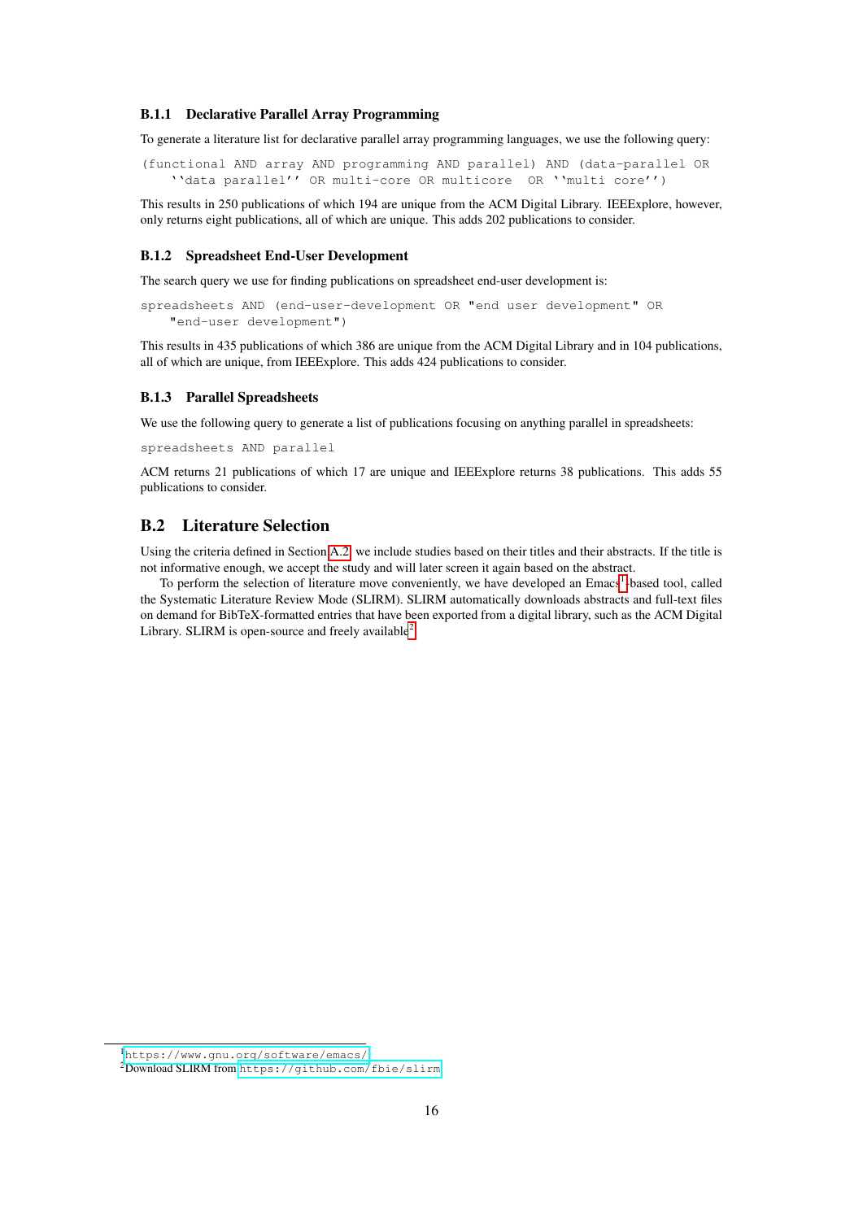### B.1.1 Declarative Parallel Array Programming

To generate a literature list for declarative parallel array programming languages, we use the following query:

```
(functional AND array AND programming AND parallel) AND (data-parallel OR
    ``data parallel'' OR multi-core OR multicore  OR ``multi core'')
```

This results in 250 publications of which 194 are unique from the ACM Digital Library. IEEExplore, however, only returns eight publications, all of which are unique. This adds 202 publications to consider.

### B.1.2 Spreadsheet End-User Development

The search query we use for finding publications on spreadsheet end-user development is:

```
spreadsheets AND (end-user-development OR "end user development" OR
    "end-user development")
```

This results in 435 publications of which 386 are unique from the ACM Digital Library and in 104 publications, all of which are unique, from IEEExplore. This adds 424 publications to consider.

### B.1.3 Parallel Spreadsheets

We use the following query to generate a list of publications focusing on anything parallel in spreadsheets:

```
spreadsheets AND parallel
```

ACM returns 21 publications of which 17 are unique and IEEExplore returns 38 publications. This adds 55 publications to consider.

## B.2 Literature Selection

Using the criteria defined in Section A.2, we include studies based on their titles and their abstracts. If the title is not informative enough, we accept the study and will later screen it again based on the abstract.

To perform the selection of literature move conveniently, we have developed an Emacs[1]-based tool, called the Systematic Literature Review Mode (SLIRM). SLIRM automatically downloads abstracts and full-text files on demand for BibTeX-formatted entries that have been exported from a digital library, such as the ACM Digital Library. SLIRM is open-source and freely available[2].

[1] https://www.gnu.org/software/emacs/

[2] Download SLIRM from https://github.com/fbie/slirm